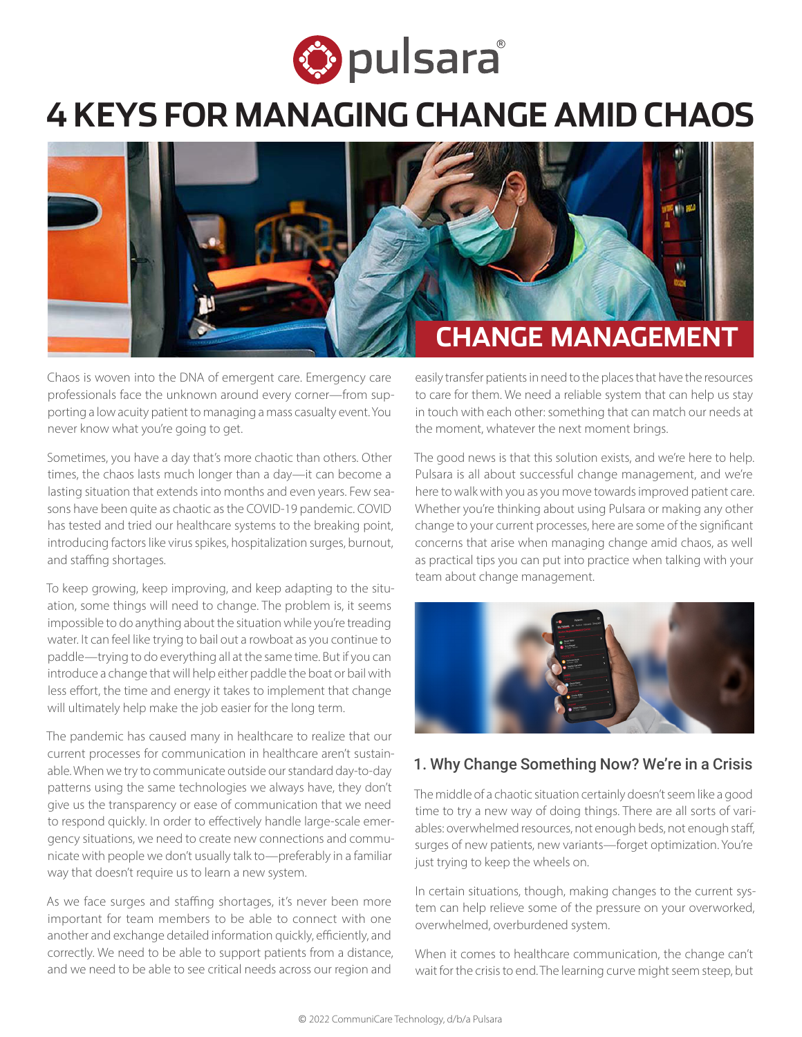# 4 KEYS FOR MANAGING CHANGE AMID CHAOS

## CHANGE MANAGEMENT

Chaos is woven into the DNA of emergent care. Emergency care professionals face the unknown around every corner—from supporting a low acuity patient to managing a mass casualty event. You never know what you're going to get.

Sometimes, you have a day that's more chaotic than others. Other times, the chaos lasts much longer than a day—it can become a lasting situation that extends into months and even years. Few seasons have been quite as chaotic as the COVID-19 pandemic. COVID has tested and tried our healthcare systems to the breaking point, introducing factors like virus spikes, hospitalization surges, burnout, and staffing shortages.

To keep growing, keep improving, and keep adapting to the situation, some things will need to change. The problem is, it seems impossible to do anything about the situation while you're treading water. It can feel like trying to bail out a rowboat as you continue to paddle—trying to do everything all at the same time. But if you can introduce a change that will help either paddle the boat or bail with less effort, the time and energy it takes to implement that change will ultimately help make the job easier for the long term.

The pandemic has caused many in healthcare to realize that our current processes for communication in healthcare aren't sustainable. When we try to communicate outside our standard day-to-day patterns using the same technologies we always have, they don't give us the transparency or ease of communication that we need to respond quickly. In order to effectively handle large-scale emergency situations, we need to create new connections and communicate with people we don't usually talk to—preferably in a familiar way that doesn't require us to learn a new system.

As we face surges and staffing shortages, it's never been more important for team members to be able to connect with one another and exchange detailed information quickly, efficiently, and correctly. We need to be able to support patients from a distance, and we need to be able to see critical needs across our region and easily transfer patients in need to the places that have the resources to care for them. We need a reliable system that can help us stay in touch with each other: something that can match our needs at the moment, whatever the next moment brings.

The good news is that this solution exists, and we're here to help. Pulsara is all about successful change management, and we're here to walk with you as you move towards improved patient care. Whether you're thinking about using Pulsara or making any other change to your current processes, here are some of the significant concerns that arise when managing change amid chaos, as well as practical tips you can put into practice when talking with your team about change management.

### 1. Why Change Something Now? We're in a Crisis

The middle of a chaotic situation certainly doesn't seem like a good time to try a new way of doing things. There are all sorts of variables: overwhelmed resources, not enough beds, not enough staff, surges of new patients, new variants—forget optimization. You're just trying to keep the wheels on.

In certain situations, though, making changes to the current system can help relieve some of the pressure on your overworked, overwhelmed, overburdened system.

When it comes to healthcare communication, the change can't wait for the crisis to end. The learning curve might seem steep, but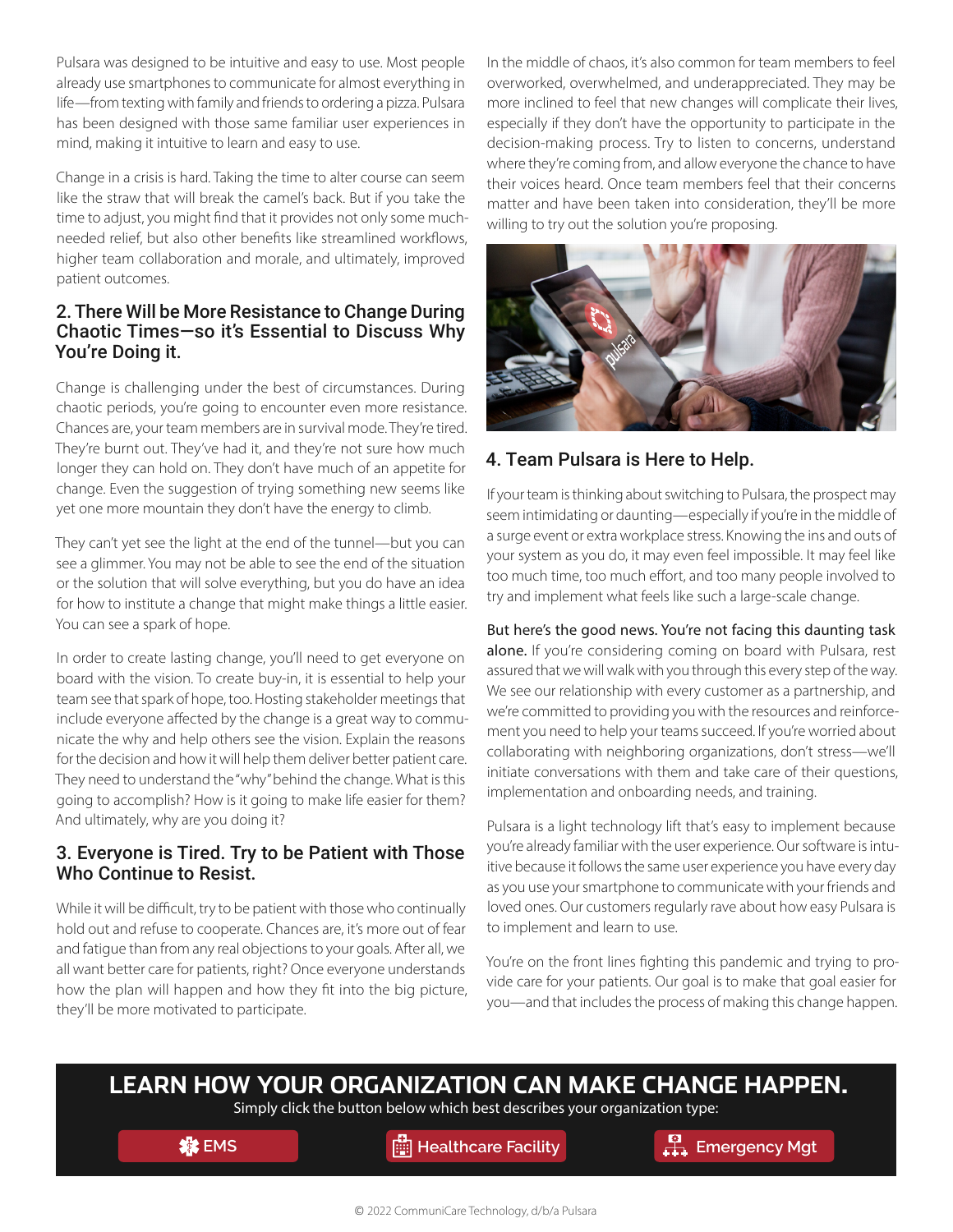Pulsara was designed to be intuitive and easy to use. Most people already use smartphones to communicate for almost everything in life—from texting with family and friends to ordering a pizza. Pulsara has been designed with those same familiar user experiences in mind, making it intuitive to learn and easy to use.

Change in a crisis is hard. Taking the time to alter course can seem like the straw that will break the camel's back. But if you take the time to adjust, you might find that it provides not only some much-needed relief, but also other benefits like streamlined workflows, higher team collaboration and morale, and ultimately, improved patient outcomes.

## 2. There Will be More Resistance to Change During Chaotic Times—so it's Essential to Discuss Why You're Doing it.

Change is challenging under the best of circumstances. During chaotic periods, you're going to encounter even more resistance. Chances are, your team members are in survival mode. They're tired. They're burnt out. They've had it, and they're not sure how much longer they can hold on. They don't have much of an appetite for change. Even the suggestion of trying something new seems like yet one more mountain they don't have the energy to climb.

They can't yet see the light at the end of the tunnel—but you can see a glimmer. You may not be able to see the end of the situation or the solution that will solve everything, but you do have an idea for how to institute a change that might make things a little easier. You can see a spark of hope.

In order to create lasting change, you'll need to get everyone on board with the vision. To create buy-in, it is essential to help your team see that spark of hope, too. Hosting stakeholder meetings that include everyone affected by the change is a great way to communicate the why and help others see the vision. Explain the reasons for the decision and how it will help them deliver better patient care. They need to understand the "why" behind the change. What is this going to accomplish? How is it going to make life easier for them? And ultimately, why are you doing it?

## 3. Everyone is Tired. Try to be Patient with Those Who Continue to Resist.

While it will be difficult, try to be patient with those who continually hold out and refuse to cooperate. Chances are, it's more out of fear and fatigue than from any real objections to your goals. After all, we all want better care for patients, right? Once everyone understands how the plan will happen and how they fit into the big picture, they'll be more motivated to participate.

In the middle of chaos, it's also common for team members to feel overworked, overwhelmed, and underappreciated. They may be more inclined to feel that new changes will complicate their lives, especially if they don't have the opportunity to participate in the decision-making process. Try to listen to concerns, understand where they're coming from, and allow everyone the chance to have their voices heard. Once team members feel that their concerns matter and have been taken into consideration, they'll be more willing to try out the solution you're proposing.

## 4. Team Pulsara is Here to Help.

If your team is thinking about switching to Pulsara, the prospect may seem intimidating or daunting—especially if you're in the middle of a surge event or extra workplace stress. Knowing the ins and outs of your system as you do, it may even feel impossible. It may feel like too much time, too much effort, and too many people involved to try and implement what feels like such a large-scale change.

**But here's the good news. You're not facing this daunting task alone.** If you're considering coming on board with Pulsara, rest assured that we will walk with you through this every step of the way. We see our relationship with every customer as a partnership, and we're committed to providing you with the resources and reinforcement you need to help your teams succeed. If you're worried about collaborating with neighboring organizations, don't stress—we'll initiate conversations with them and take care of their questions, implementation and onboarding needs, and training.

Pulsara is a light technology lift that's easy to implement because you're already familiar with the user experience. Our software is intuitive because it follows the same user experience you have every day as you use your smartphone to communicate with your friends and loved ones. Our customers regularly rave about how easy Pulsara is to implement and learn to use.

You're on the front lines fighting this pandemic and trying to provide care for your patients. Our goal is to make that goal easier for you—and that includes the process of making this change happen.

## LEARN HOW YOUR ORGANIZATION CAN MAKE CHANGE HAPPEN.

Simply click the button below which best describes your organization type:

EMS | Healthcare Facility | Emergency Mgt

© 2022 CommuniCare Technology, d/b/a Pulsara